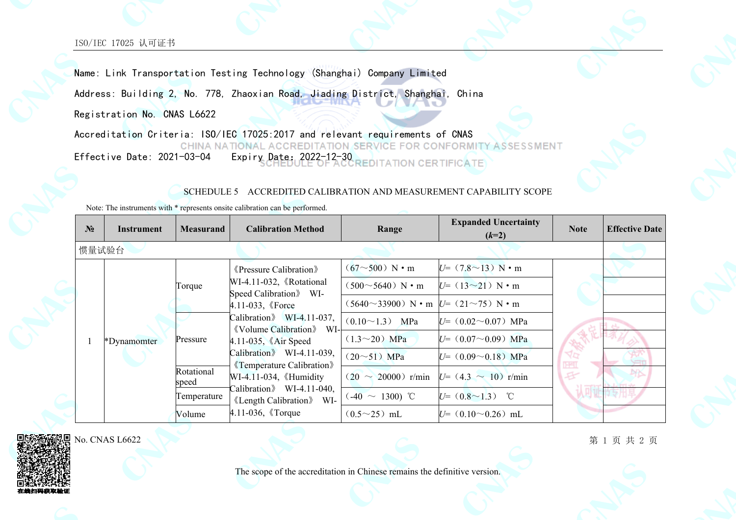Name: Link Transportation Testing Technology (Shanghai) Company Limited

Address: Building 2, No. 778, Zhaoxian Road, Jiading District, Shanghai, China

Registration No. CNAS L6622

Accreditation Criteria: ISO/IEC 17025:2017 and relevant requirements of CNAS

CHINA NATIONAL ACCREDITATION SERVICE FOR CONFORMITY ASSESSMENT

Effective Date: 2021-03-04    Expiry Date: 2022-12-30

SCHEDULE OF ACCREDITATION CERTIFICATE

## SCHEDULE 5 ACCREDITED CALIBRATION AND MEASUREMENT CAPABILITY SCOPE

Note: The instruments with * represents onsite calibration can be performed.

| № | Instrument | Measurand | Calibration Method | Range | Expanded Uncertainty (*k*=2) | Note | Effective Date |
|---|---|---|---|---|---|---|---|
| 惯量试验台 | | | | | | | |
| 1 | *Dynamomter | Torque | 《Pressure Calibration》 WI-4.11-032,《Rotational Speed Calibration》 WI-4.11-033,《Force Calibration》 WI-4.11-037,《Volume Calibration》 WI-4.11-035,《Air Speed Calibration》 WI-4.11-039,《Temperature Calibration》 WI-4.11-034,《Humidity Calibration》 WI-4.11-040,《Length Calibration》 WI-4.11-036,《Torque | （67～500）N・m | *U*=（7.8～13）N・m | | |
| | | | | （500～5640）N・m | *U*=（13～21）N・m | | |
| | | | | （5640～33900）N・m | *U*=（21～75）N・m | | |
| | | Pressure | | （0.10～1.3） MPa | *U*=（0.02～0.07）MPa | | |
| | | | | （1.3～20）MPa | *U*=（0.07～0.09）MPa | | |
| | | | | （20～51）MPa | *U*=（0.09～0.18）MPa | | |
| | | Rotational speed | | （20 ～ 20000）r/min | *U*=（4.3 ～ 10）r/min | | |
| | | Temperature | | (-40 ～ 1300) ℃ | *U*=（0.8～1.3） ℃ | | |
| | | Volume | | （0.5～25）mL | *U*=（0.10～0.26）mL | | |

No. CNAS L6622

The scope of the accreditation in Chinese remains the definitive version.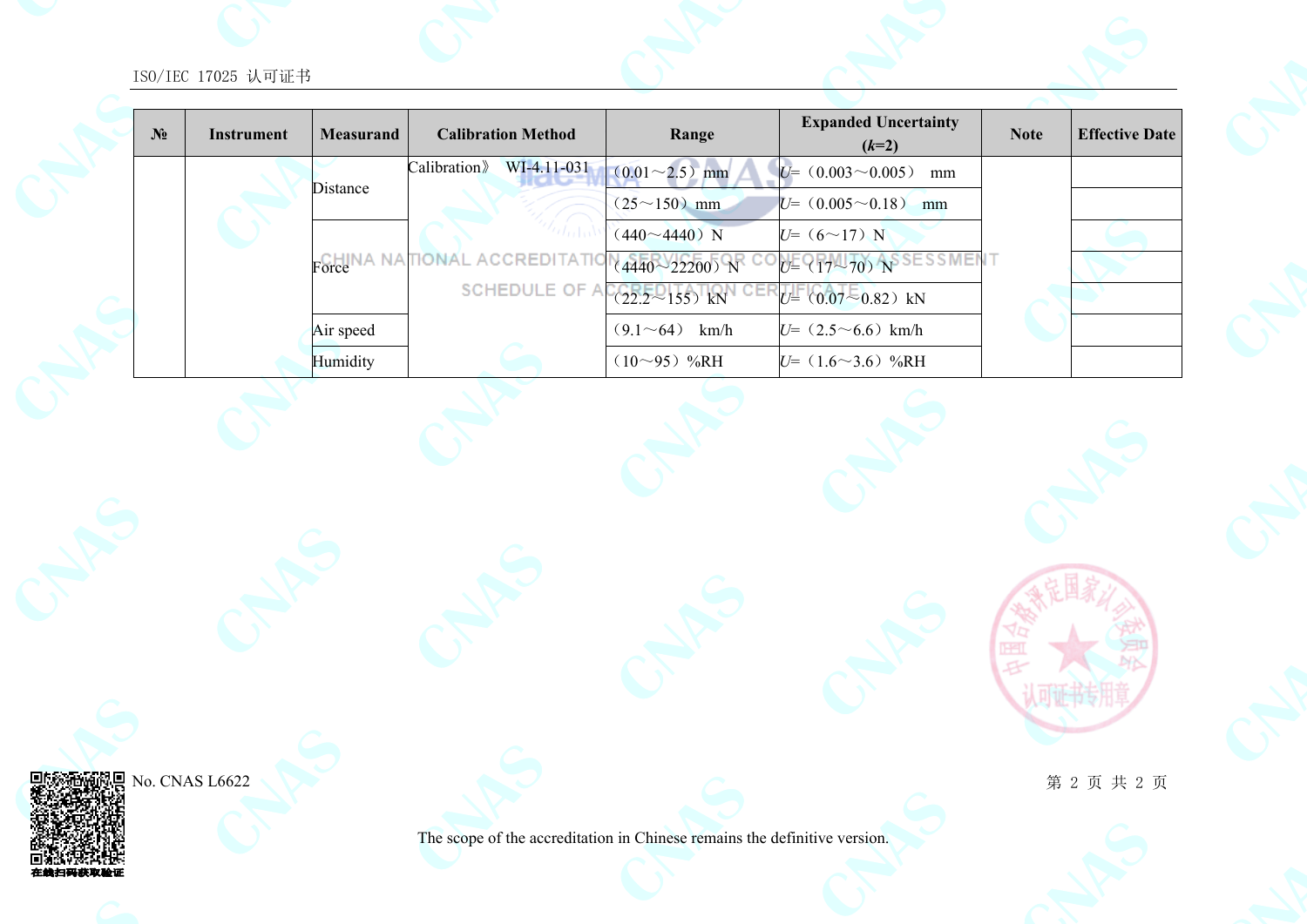| № | Instrument | Measurand | Calibration Method | Range | Expanded Uncertainty ($k$=2) | Note | Effective Date |
|---|---|---|---|---|---|---|---|
| | | Distance | Calibration》 WI-4.11-031 | （0.01～2.5）mm | $U$=（0.003～0.005） mm | | |
| | | | | （25～150）mm | $U$=（0.005～0.18） mm | | |
| | | Force | | （440～4440）N | $U$=（6～17）N | | |
| | | | | （4440～22200）N | $U$=（17～70）N | | |
| | | | | （22.2～155）kN | $U$=（0.07～0.82）kN | | |
| | | Air speed | | （9.1～64） km/h | $U$=（2.5～6.6）km/h | | |
| | | Humidity | | （10～95）%RH | $U$=（1.6～3.6）%RH | | |

No. CNAS L6622

The scope of the accreditation in Chinese remains the definitive version.